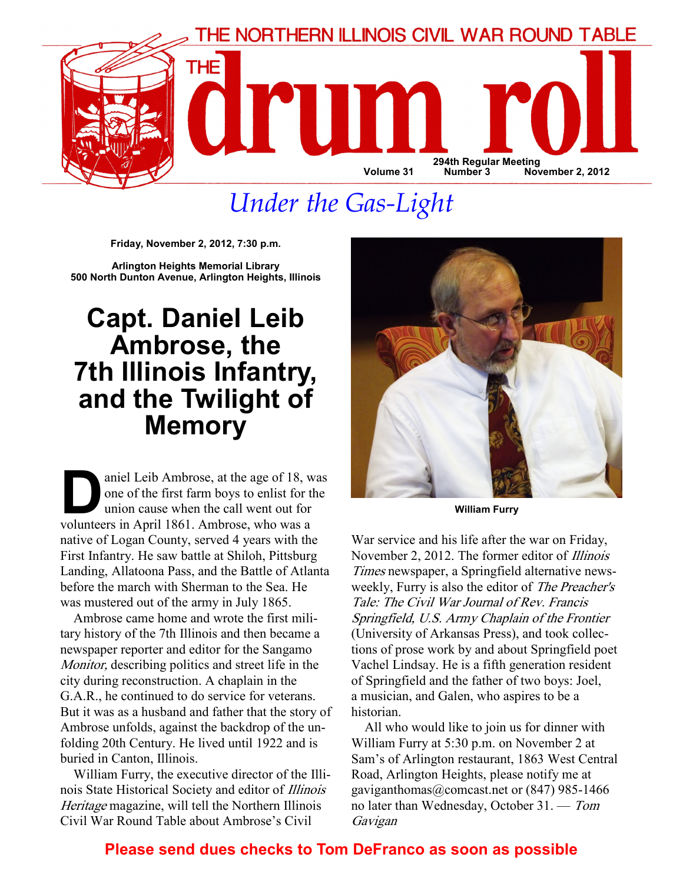# THE NORTHERN ILLINOIS CIVIL WAR ROUND TABLE

# THE drum roll

Volume 31 — 294th Regular Meeting, Number 3 — November 2, 2012

*Under the Gas-Light*

**Friday, November 2, 2012, 7:30 p.m.**

**Arlington Heights Memorial Library**
**500 North Dunton Avenue, Arlington Heights, Illinois**

## Capt. Daniel Leib Ambrose, the 7th Illinois Infantry, and the Twilight of Memory

Daniel Leib Ambrose, at the age of 18, was one of the first farm boys to enlist for the union cause when the call went out for volunteers in April 1861. Ambrose, who was a native of Logan County, served 4 years with the First Infantry. He saw battle at Shiloh, Pittsburg Landing, Allatoona Pass, and the Battle of Atlanta before the march with Sherman to the Sea. He was mustered out of the army in July 1865.

Ambrose came home and wrote the first military history of the 7th Illinois and then became a newspaper reporter and editor for the Sangamo *Monitor*, describing politics and street life in the city during reconstruction. A chaplain in the G.A.R., he continued to do service for veterans. But it was as a husband and father that the story of Ambrose unfolds, against the backdrop of the unfolding 20th Century. He lived until 1922 and is buried in Canton, Illinois.

William Furry, the executive director of the Illinois State Historical Society and editor of *Illinois Heritage* magazine, will tell the Northern Illinois Civil War Round Table about Ambrose's Civil War service and his life after the war on Friday, November 2, 2012. The former editor of *Illinois Times* newspaper, a Springfield alternative newsweekly, Furry is also the editor of *The Preacher's Tale: The Civil War Journal of Rev. Francis Springfield, U.S. Army Chaplain of the Frontier* (University of Arkansas Press), and took collections of prose work by and about Springfield poet Vachel Lindsay. He is a fifth generation resident of Springfield and the father of two boys: Joel, a musician, and Galen, who aspires to be a historian.

**William Furry**

All who would like to join us for dinner with William Furry at 5:30 p.m. on November 2 at Sam's of Arlington restaurant, 1863 West Central Road, Arlington Heights, please notify me at gaviganthomas@comcast.net or (847) 985-1466 no later than Wednesday, October 31. — *Tom Gavigan*

**Please send dues checks to Tom DeFranco as soon as possible**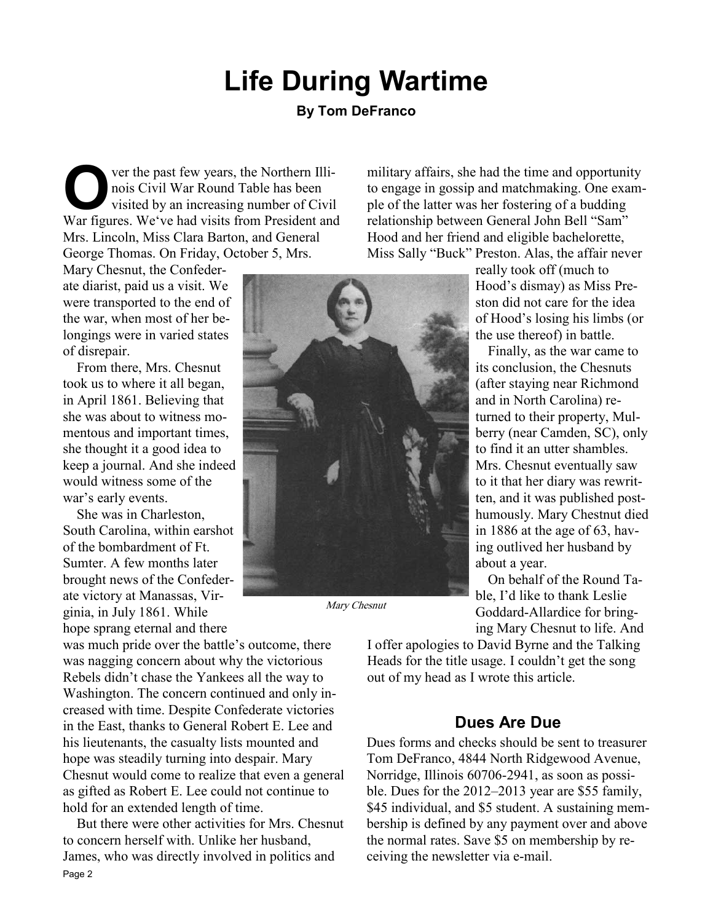# Life During Wartime

**By Tom DeFranco**

Over the past few years, the Northern Illinois Civil War Round Table has been visited by an increasing number of Civil War figures. We've had visits from President and Mrs. Lincoln, Miss Clara Barton, and General George Thomas. On Friday, October 5, Mrs. Mary Chesnut, the Confederate diarist, paid us a visit. We were transported to the end of the war, when most of her belongings were in varied states of disrepair.

From there, Mrs. Chesnut took us to where it all began, in April 1861. Believing that she was about to witness momentous and important times, she thought it a good idea to keep a journal. And she indeed would witness some of the war's early events.

She was in Charleston, South Carolina, within earshot of the bombardment of Ft. Sumter. A few months later brought news of the Confederate victory at Manassas, Virginia, in July 1861. While hope sprang eternal and there was much pride over the battle's outcome, there was nagging concern about why the victorious Rebels didn't chase the Yankees all the way to Washington. The concern continued and only increased with time. Despite Confederate victories in the East, thanks to General Robert E. Lee and his lieutenants, the casualty lists mounted and hope was steadily turning into despair. Mary Chesnut would come to realize that even a general as gifted as Robert E. Lee could not continue to hold for an extended length of time.

*Mary Chesnut*

But there were other activities for Mrs. Chesnut to concern herself with. Unlike her husband, James, who was directly involved in politics and military affairs, she had the time and opportunity to engage in gossip and matchmaking. One example of the latter was her fostering of a budding relationship between General John Bell "Sam" Hood and her friend and eligible bachelorette, Miss Sally "Buck" Preston. Alas, the affair never really took off (much to Hood's dismay) as Miss Preston did not care for the idea of Hood's losing his limbs (or the use thereof) in battle.

Finally, as the war came to its conclusion, the Chesnuts (after staying near Richmond and in North Carolina) returned to their property, Mulberry (near Camden, SC), only to find it an utter shambles. Mrs. Chesnut eventually saw to it that her diary was rewritten, and it was published posthumously. Mary Chestnut died in 1886 at the age of 63, having outlived her husband by about a year.

On behalf of the Round Table, I'd like to thank Leslie Goddard-Allardice for bringing Mary Chesnut to life. And I offer apologies to David Byrne and the Talking Heads for the title usage. I couldn't get the song out of my head as I wrote this article.

## Dues Are Due

Dues forms and checks should be sent to treasurer Tom DeFranco, 4844 North Ridgewood Avenue, Norridge, Illinois 60706-2941, as soon as possible. Dues for the 2012–2013 year are $55 family, $45 individual, and $5 student. A sustaining membership is defined by any payment over and above the normal rates. Save $5 on membership by receiving the newsletter via e-mail.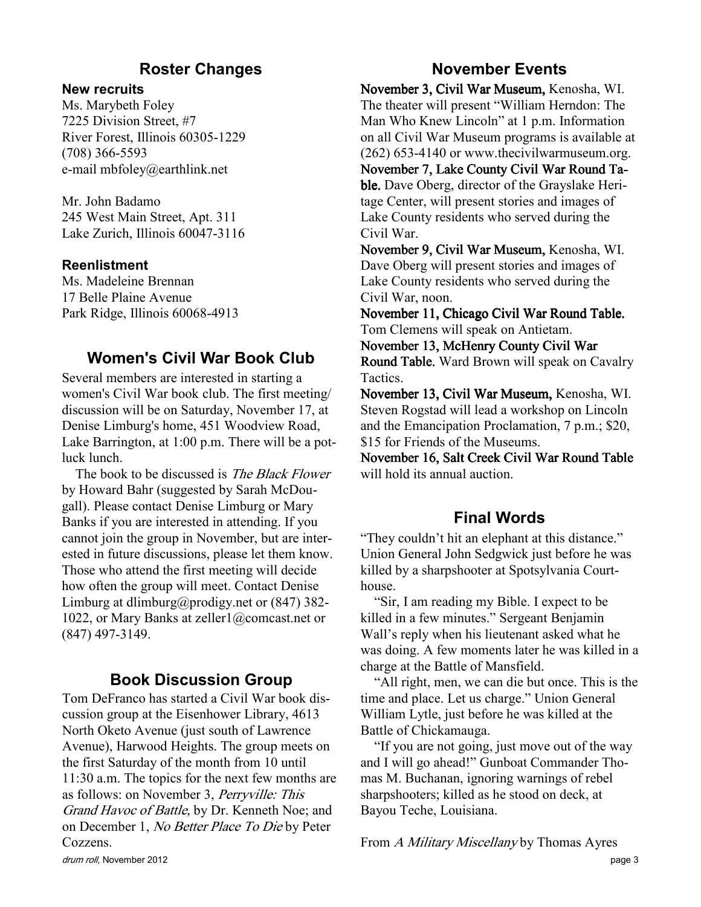## Roster Changes

### New recruits

Ms. Marybeth Foley
7225 Division Street, #7
River Forest, Illinois 60305-1229
(708) 366-5593
e-mail mbfoley@earthlink.net

Mr. John Badamo
245 West Main Street, Apt. 311
Lake Zurich, Illinois 60047-3116

### Reenlistment

Ms. Madeleine Brennan
17 Belle Plaine Avenue
Park Ridge, Illinois 60068-4913

## Women's Civil War Book Club

Several members are interested in starting a women's Civil War book club. The first meeting/ discussion will be on Saturday, November 17, at Denise Limburg's home, 451 Woodview Road, Lake Barrington, at 1:00 p.m. There will be a potluck lunch.

The book to be discussed is *The Black Flower* by Howard Bahr (suggested by Sarah McDougall). Please contact Denise Limburg or Mary Banks if you are interested in attending. If you cannot join the group in November, but are interested in future discussions, please let them know. Those who attend the first meeting will decide how often the group will meet. Contact Denise Limburg at dlimburg@prodigy.net or (847) 382-1022, or Mary Banks at zeller1@comcast.net or (847) 497-3149.

## Book Discussion Group

Tom DeFranco has started a Civil War book discussion group at the Eisenhower Library, 4613 North Oketo Avenue (just south of Lawrence Avenue), Harwood Heights. The group meets on the first Saturday of the month from 10 until 11:30 a.m. The topics for the next few months are as follows: on November 3, *Perryville: This Grand Havoc of Battle,* by Dr. Kenneth Noe; and on December 1, *No Better Place To Die* by Peter Cozzens.

## November Events

**November 3, Civil War Museum,** Kenosha, WI. The theater will present "William Herndon: The Man Who Knew Lincoln" at 1 p.m. Information on all Civil War Museum programs is available at (262) 653-4140 or www.thecivilwarmuseum.org.

**November 7, Lake County Civil War Round Table.** Dave Oberg, director of the Grayslake Heritage Center, will present stories and images of Lake County residents who served during the Civil War.

**November 9, Civil War Museum,** Kenosha, WI. Dave Oberg will present stories and images of Lake County residents who served during the Civil War, noon.

**November 11, Chicago Civil War Round Table.** Tom Clemens will speak on Antietam.

**November 13, McHenry County Civil War Round Table.** Ward Brown will speak on Cavalry Tactics.

**November 13, Civil War Museum,** Kenosha, WI. Steven Rogstad will lead a workshop on Lincoln and the Emancipation Proclamation, 7 p.m.; $20, $15 for Friends of the Museums.

**November 16, Salt Creek Civil War Round Table** will hold its annual auction.

## Final Words

"They couldn't hit an elephant at this distance." Union General John Sedgwick just before he was killed by a sharpshooter at Spotsylvania Courthouse.

"Sir, I am reading my Bible. I expect to be killed in a few minutes." Sergeant Benjamin Wall's reply when his lieutenant asked what he was doing. A few moments later he was killed in a charge at the Battle of Mansfield.

"All right, men, we can die but once. This is the time and place. Let us charge." Union General William Lytle, just before he was killed at the Battle of Chickamauga.

"If you are not going, just move out of the way and I will go ahead!" Gunboat Commander Thomas M. Buchanan, ignoring warnings of rebel sharpshooters; killed as he stood on deck, at Bayou Teche, Louisiana.

From *A Military Miscellany* by Thomas Ayres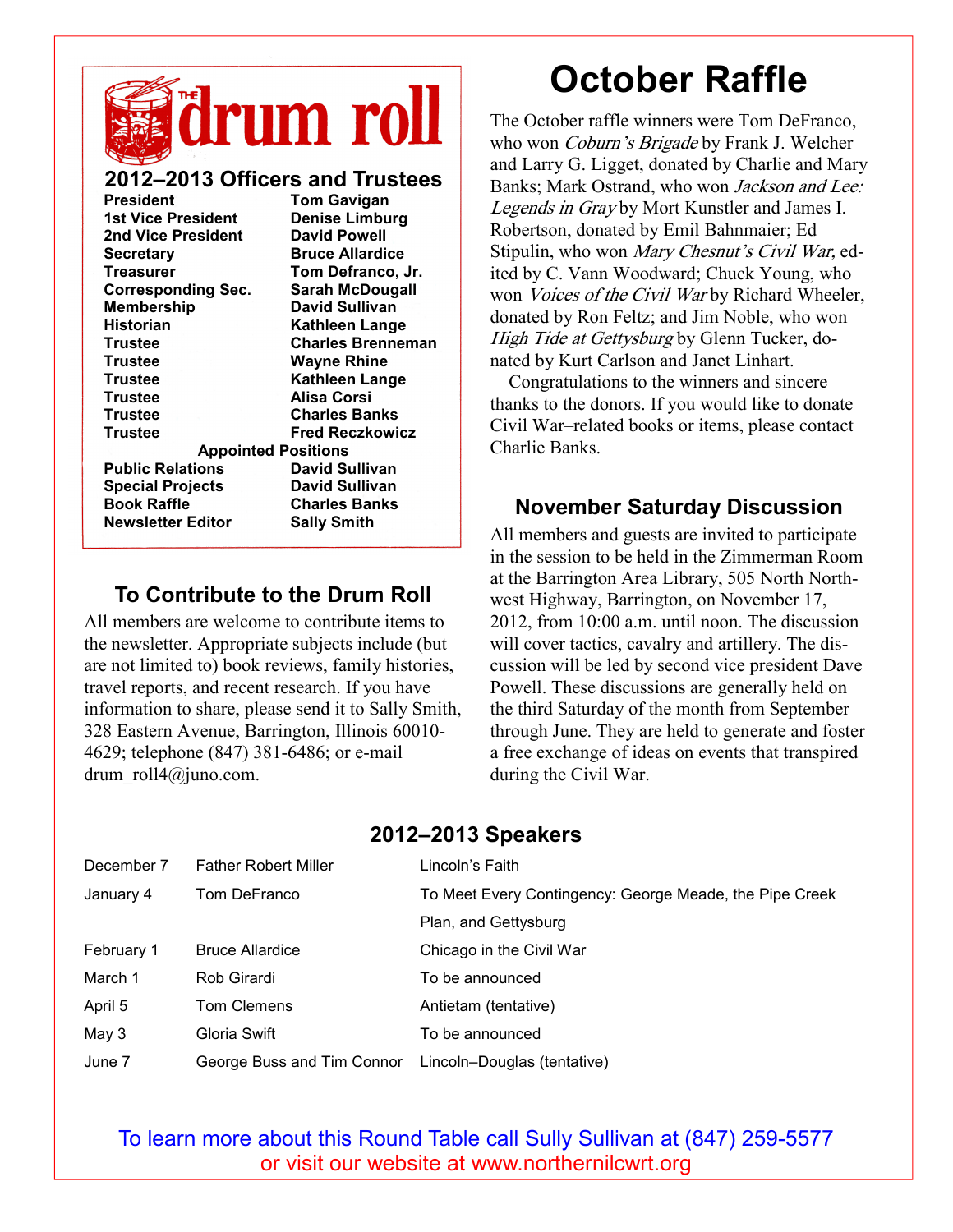# THE drum roll

## 2012–2013 Officers and Trustees

| | |
|---|---|
| **President** | **Tom Gavigan** |
| **1st Vice President** | **Denise Limburg** |
| **2nd Vice President** | **David Powell** |
| **Secretary** | **Bruce Allardice** |
| **Treasurer** | **Tom Defranco, Jr.** |
| **Corresponding Sec.** | **Sarah McDougall** |
| **Membership** | **David Sullivan** |
| **Historian** | **Kathleen Lange** |
| **Trustee** | **Charles Brenneman** |
| **Trustee** | **Wayne Rhine** |
| **Trustee** | **Kathleen Lange** |
| **Trustee** | **Alisa Corsi** |
| **Trustee** | **Charles Banks** |
| **Trustee** | **Fred Reczkowicz** |
| **Appointed Positions** | |
| **Public Relations** | **David Sullivan** |
| **Special Projects** | **David Sullivan** |
| **Book Raffle** | **Charles Banks** |
| **Newsletter Editor** | **Sally Smith** |

## To Contribute to the Drum Roll

All members are welcome to contribute items to the newsletter. Appropriate subjects include (but are not limited to) book reviews, family histories, travel reports, and recent research. If you have information to share, please send it to Sally Smith, 328 Eastern Avenue, Barrington, Illinois 60010-4629; telephone (847) 381-6486; or e-mail drum_roll4@juno.com.

# October Raffle

The October raffle winners were Tom DeFranco, who won *Coburn's Brigade* by Frank J. Welcher and Larry G. Ligget, donated by Charlie and Mary Banks; Mark Ostrand, who won *Jackson and Lee: Legends in Gray* by Mort Kunstler and James I. Robertson, donated by Emil Bahnmaier; Ed Stipulin, who won *Mary Chesnut's Civil War,* edited by C. Vann Woodward; Chuck Young, who won *Voices of the Civil War* by Richard Wheeler, donated by Ron Feltz; and Jim Noble, who won *High Tide at Gettysburg* by Glenn Tucker, donated by Kurt Carlson and Janet Linhart.

Congratulations to the winners and sincere thanks to the donors. If you would like to donate Civil War–related books or items, please contact Charlie Banks.

## November Saturday Discussion

All members and guests are invited to participate in the session to be held in the Zimmerman Room at the Barrington Area Library, 505 North Northwest Highway, Barrington, on November 17, 2012, from 10:00 a.m. until noon. The discussion will cover tactics, cavalry and artillery. The discussion will be led by second vice president Dave Powell. These discussions are generally held on the third Saturday of the month from September through June. They are held to generate and foster a free exchange of ideas on events that transpired during the Civil War.

## 2012–2013 Speakers

| | | |
|---|---|---|
| December 7 | Father Robert Miller | Lincoln's Faith |
| January 4 | Tom DeFranco | To Meet Every Contingency: George Meade, the Pipe Creek Plan, and Gettysburg |
| February 1 | Bruce Allardice | Chicago in the Civil War |
| March 1 | Rob Girardi | To be announced |
| April 5 | Tom Clemens | Antietam (tentative) |
| May 3 | Gloria Swift | To be announced |
| June 7 | George Buss and Tim Connor | Lincoln–Douglas (tentative) |

To learn more about this Round Table call Sully Sullivan at (847) 259-5577
or visit our website at www.northernilcwrt.org